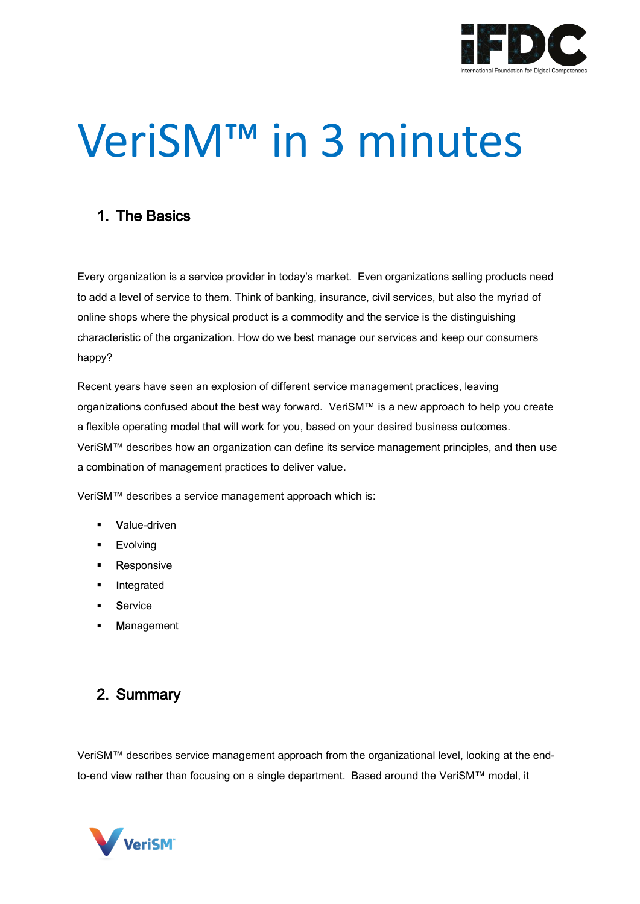# VeriSM™ in 3 minutes

## 1. The Basics

Every organization is a service provider in today's market. Even organizations selling products need to add a level of service to them. Think of banking, insurance, civil services, but also the myriad of online shops where the physical product is a commodity and the service is the distinguishing characteristic of the organization. How do we best manage our services and keep our consumers happy?

Recent years have seen an explosion of different service management practices, leaving organizations confused about the best way forward. VeriSM™ is a new approach to help you create a flexible operating model that will work for you, based on your desired business outcomes. VeriSM™ describes how an organization can define its service management principles, and then use a combination of management practices to deliver value.

VeriSM™ describes a service management approach which is:

- **V**alue-driven
- **E**volving
- **R**esponsive
- **I**ntegrated
- **S**ervice
- **M**anagement

## 2. Summary

VeriSM™ describes service management approach from the organizational level, looking at the end-to-end view rather than focusing on a single department. Based around the VeriSM™ model, it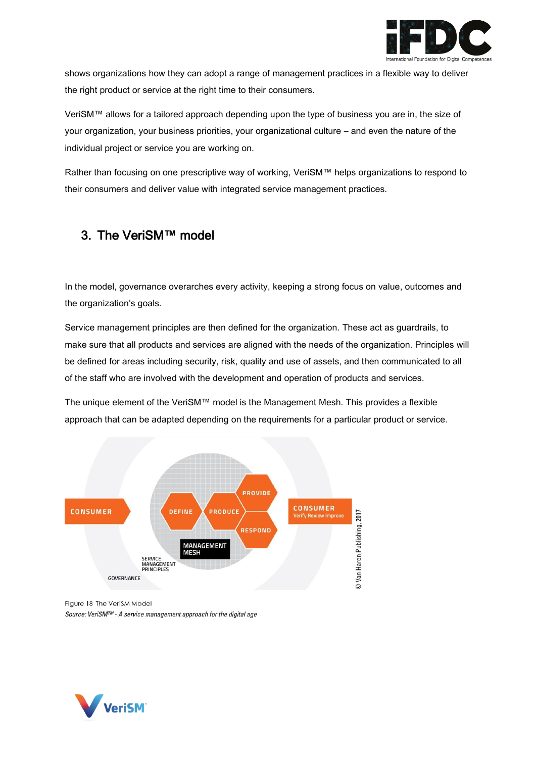shows organizations how they can adopt a range of management practices in a flexible way to deliver the right product or service at the right time to their consumers.

VeriSM™ allows for a tailored approach depending upon the type of business you are in, the size of your organization, your business priorities, your organizational culture – and even the nature of the individual project or service you are working on.

Rather than focusing on one prescriptive way of working, VeriSM™ helps organizations to respond to their consumers and deliver value with integrated service management practices.

## 3. The VeriSM™ model

In the model, governance overarches every activity, keeping a strong focus on value, outcomes and the organization's goals.

Service management principles are then defined for the organization. These act as guardrails, to make sure that all products and services are aligned with the needs of the organization. Principles will be defined for areas including security, risk, quality and use of assets, and then communicated to all of the staff who are involved with the development and operation of products and services.

The unique element of the VeriSM™ model is the Management Mesh. This provides a flexible approach that can be adapted depending on the requirements for a particular product or service.

Figure 18 The VeriSM Model

*Source: VeriSM™ - A service management approach for the digital age*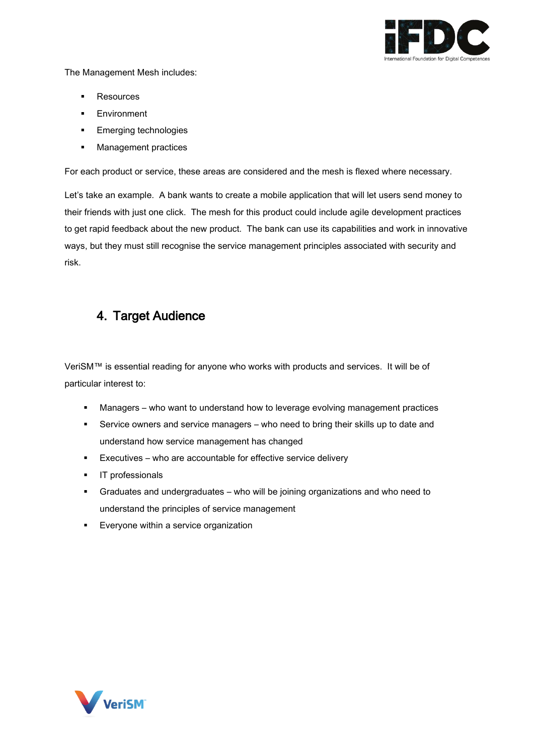The Management Mesh includes:

- Resources
- Environment
- Emerging technologies
- Management practices

For each product or service, these areas are considered and the mesh is flexed where necessary.

Let's take an example. A bank wants to create a mobile application that will let users send money to their friends with just one click. The mesh for this product could include agile development practices to get rapid feedback about the new product. The bank can use its capabilities and work in innovative ways, but they must still recognise the service management principles associated with security and risk.

## 4. Target Audience

VeriSM™ is essential reading for anyone who works with products and services. It will be of particular interest to:

- Managers – who want to understand how to leverage evolving management practices
- Service owners and service managers – who need to bring their skills up to date and understand how service management has changed
- Executives – who are accountable for effective service delivery
- IT professionals
- Graduates and undergraduates – who will be joining organizations and who need to understand the principles of service management
- Everyone within a service organization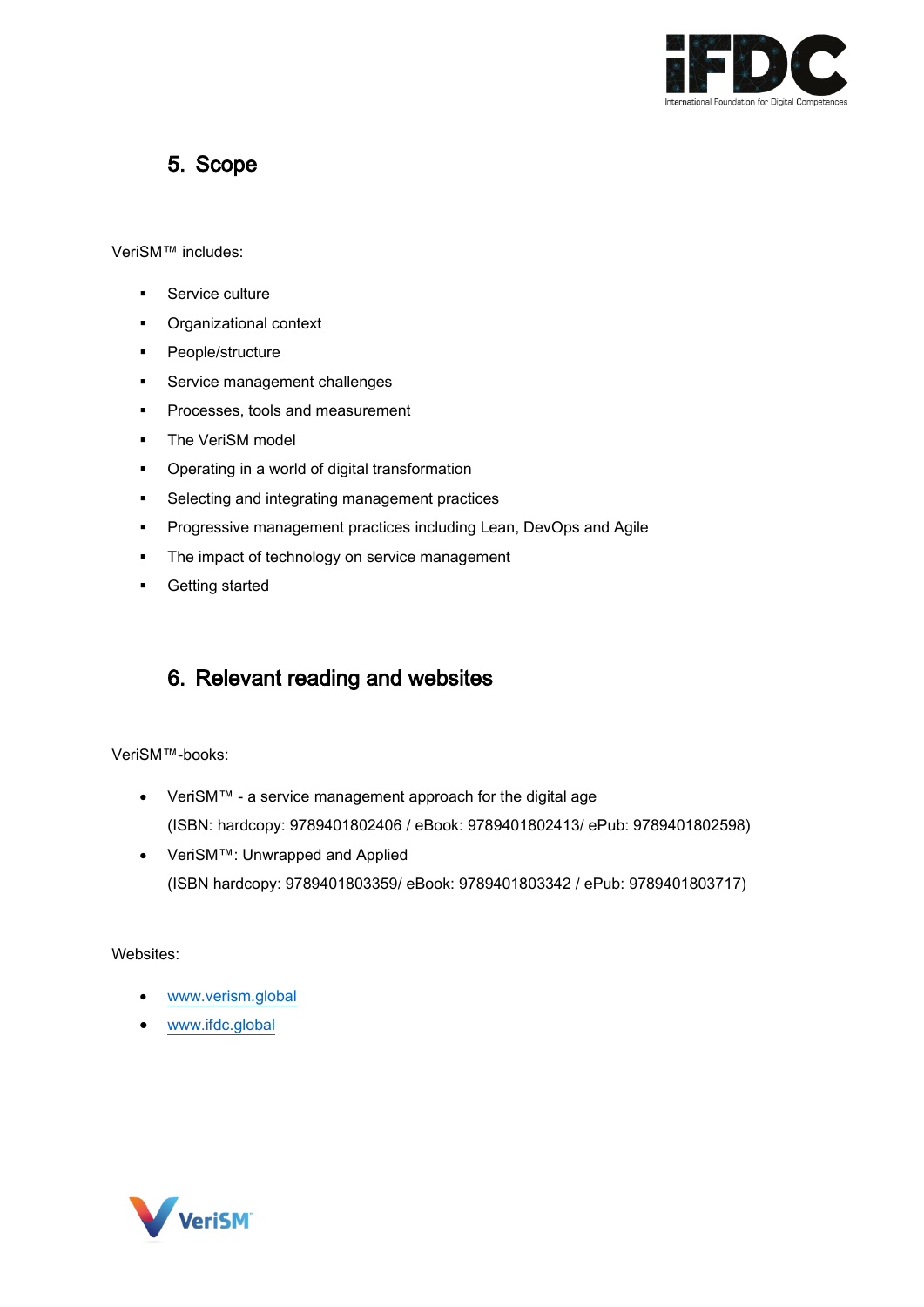## 5. Scope

VeriSM™ includes:

- Service culture
- Organizational context
- People/structure
- Service management challenges
- Processes, tools and measurement
- The VeriSM model
- Operating in a world of digital transformation
- Selecting and integrating management practices
- Progressive management practices including Lean, DevOps and Agile
- The impact of technology on service management
- Getting started

## 6. Relevant reading and websites

VeriSM™-books:

- VeriSM™ - a service management approach for the digital age
  (ISBN: hardcopy: 9789401802406 / eBook: 9789401802413/ ePub: 9789401802598)
- VeriSM™: Unwrapped and Applied
  (ISBN hardcopy: 9789401803359/ eBook: 9789401803342 / ePub: 9789401803717)

Websites:

- www.verism.global
- www.ifdc.global